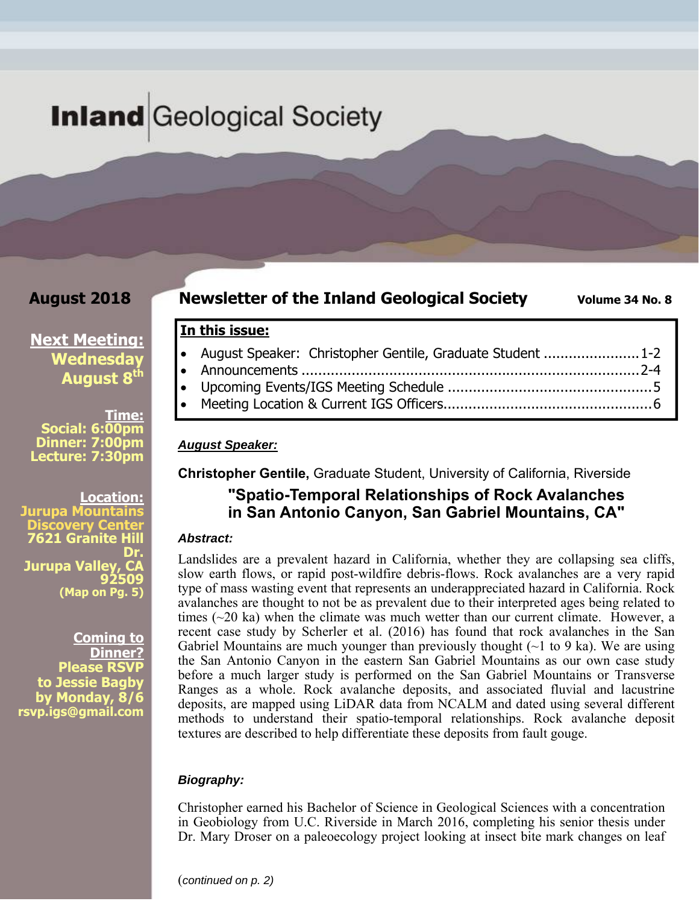# Inland Geological Society

**August 2018**

## Newsletter of the Inland Geological Society

**Volume 34 No. 8**

**Next Meeting:**
**Wednesday August 8th**

**Time:**
**Social: 6:00pm**
**Dinner: 7:00pm**
**Lecture: 7:30pm**

**Location:**
**Jurupa Mountains Discovery Center**
**7621 Granite Hill Dr.**
**Jurupa Valley, CA 92509**
**(Map on Pg. 5)**

**Coming to Dinner?**
**Please RSVP to Jessie Bagby by Monday, 8/6**
**rsvp.igs@gmail.com**

**In this issue:**

- August Speaker: Christopher Gentile, Graduate Student ....................... 1-2
- Announcements ............................................................................... 2-4
- Upcoming Events/IGS Meeting Schedule ................................................ 5
- Meeting Location & Current IGS Officers.................................................. 6

***August Speaker:***

**Christopher Gentile,** Graduate Student, University of California, Riverside

### "Spatio-Temporal Relationships of Rock Avalanches in San Antonio Canyon, San Gabriel Mountains, CA"

***Abstract:***

Landslides are a prevalent hazard in California, whether they are collapsing sea cliffs, slow earth flows, or rapid post-wildfire debris-flows. Rock avalanches are a very rapid type of mass wasting event that represents an underappreciated hazard in California. Rock avalanches are thought to not be as prevalent due to their interpreted ages being related to times (~20 ka) when the climate was much wetter than our current climate. However, a recent case study by Scherler et al. (2016) has found that rock avalanches in the San Gabriel Mountains are much younger than previously thought (~1 to 9 ka). We are using the San Antonio Canyon in the eastern San Gabriel Mountains as our own case study before a much larger study is performed on the San Gabriel Mountains or Transverse Ranges as a whole. Rock avalanche deposits, and associated fluvial and lacustrine deposits, are mapped using LiDAR data from NCALM and dated using several different methods to understand their spatio-temporal relationships. Rock avalanche deposit textures are described to help differentiate these deposits from fault gouge.

***Biography:***

Christopher earned his Bachelor of Science in Geological Sciences with a concentration in Geobiology from U.C. Riverside in March 2016, completing his senior thesis under Dr. Mary Droser on a paleoecology project looking at insect bite mark changes on leaf

(*continued on p. 2*)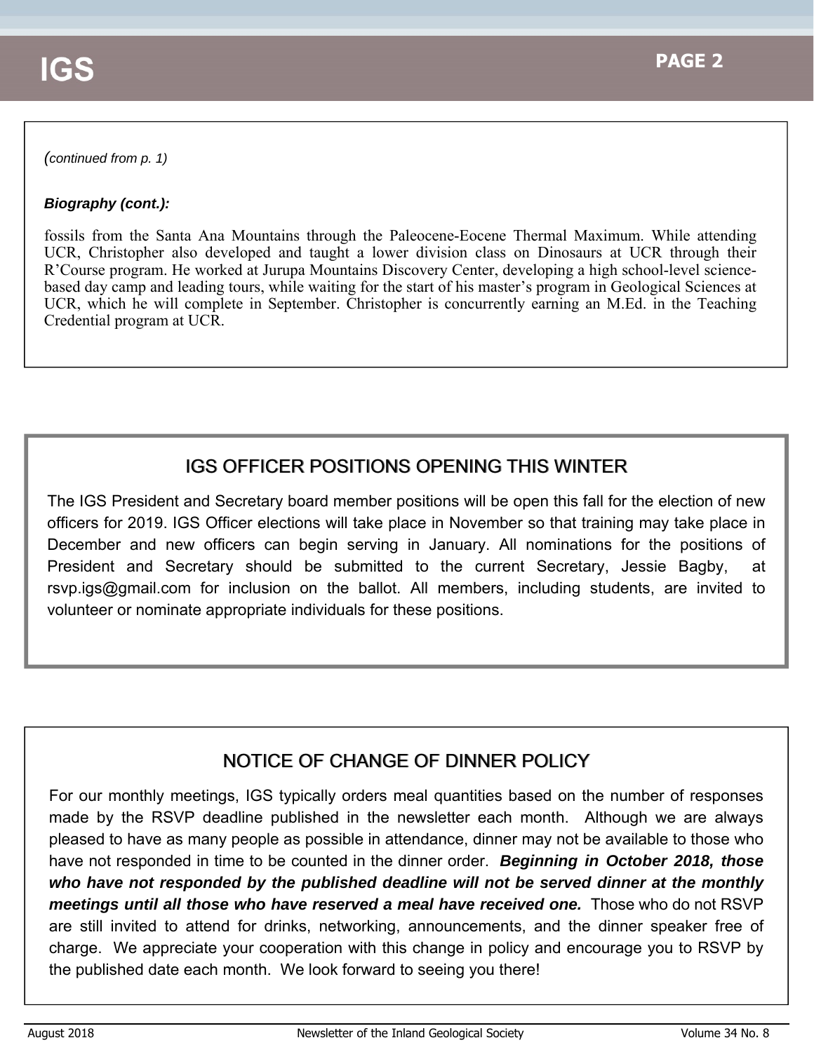*(continued from p. 1)*

***Biography (cont.):***

fossils from the Santa Ana Mountains through the Paleocene-Eocene Thermal Maximum. While attending UCR, Christopher also developed and taught a lower division class on Dinosaurs at UCR through their R'Course program. He worked at Jurupa Mountains Discovery Center, developing a high school-level science-based day camp and leading tours, while waiting for the start of his master's program in Geological Sciences at UCR, which he will complete in September. Christopher is concurrently earning an M.Ed. in the Teaching Credential program at UCR.

## IGS OFFICER POSITIONS OPENING THIS WINTER

The IGS President and Secretary board member positions will be open this fall for the election of new officers for 2019. IGS Officer elections will take place in November so that training may take place in December and new officers can begin serving in January. All nominations for the positions of President and Secretary should be submitted to the current Secretary, Jessie Bagby, at rsvp.igs@gmail.com for inclusion on the ballot. All members, including students, are invited to volunteer or nominate appropriate individuals for these positions.

## NOTICE OF CHANGE OF DINNER POLICY

For our monthly meetings, IGS typically orders meal quantities based on the number of responses made by the RSVP deadline published in the newsletter each month. Although we are always pleased to have as many people as possible in attendance, dinner may not be available to those who have not responded in time to be counted in the dinner order. ***Beginning in October 2018, those who have not responded by the published deadline will not be served dinner at the monthly meetings until all those who have reserved a meal have received one.*** Those who do not RSVP are still invited to attend for drinks, networking, announcements, and the dinner speaker free of charge. We appreciate your cooperation with this change in policy and encourage you to RSVP by the published date each month. We look forward to seeing you there!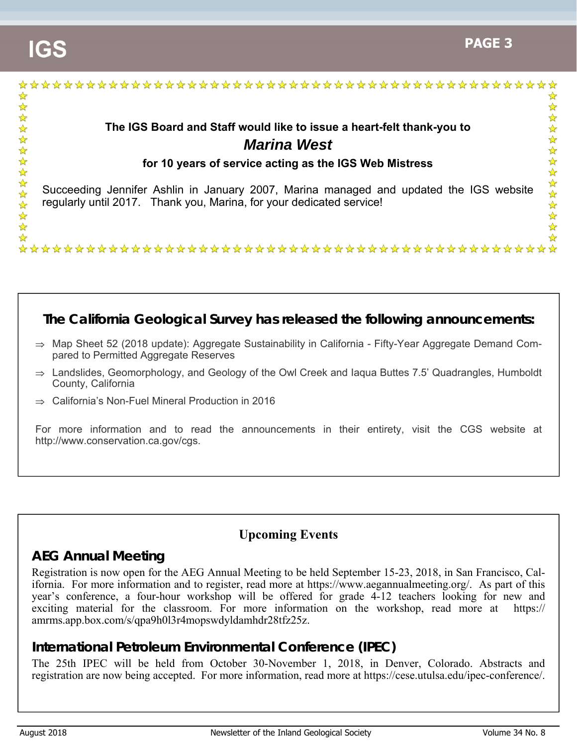**The IGS Board and Staff would like to issue a heart-felt thank-you to**

***Marina West***

**for 10 years of service acting as the IGS Web Mistress**

Succeeding Jennifer Ashlin in January 2007, Marina managed and updated the IGS website regularly until 2017. Thank you, Marina, for your dedicated service!

## The California Geological Survey has released the following announcements:

- ⇒ Map Sheet 52 (2018 update): Aggregate Sustainability in California - Fifty-Year Aggregate Demand Compared to Permitted Aggregate Reserves
- ⇒ Landslides, Geomorphology, and Geology of the Owl Creek and Iaqua Buttes 7.5' Quadrangles, Humboldt County, California
- ⇒ California's Non-Fuel Mineral Production in 2016

For more information and to read the announcements in their entirety, visit the CGS website at http://www.conservation.ca.gov/cgs.

## Upcoming Events

### AEG Annual Meeting

Registration is now open for the AEG Annual Meeting to be held September 15-23, 2018, in San Francisco, California. For more information and to register, read more at https://www.aegannualmeeting.org/. As part of this year's conference, a four-hour workshop will be offered for grade 4-12 teachers looking for new and exciting material for the classroom. For more information on the workshop, read more at https://amrms.app.box.com/s/qpa9h0l3r4mopswdyldamhdr28tfz25z.

### International Petroleum Environmental Conference (IPEC)

The 25th IPEC will be held from October 30-November 1, 2018, in Denver, Colorado. Abstracts and registration are now being accepted. For more information, read more at https://cese.utulsa.edu/ipec-conference/.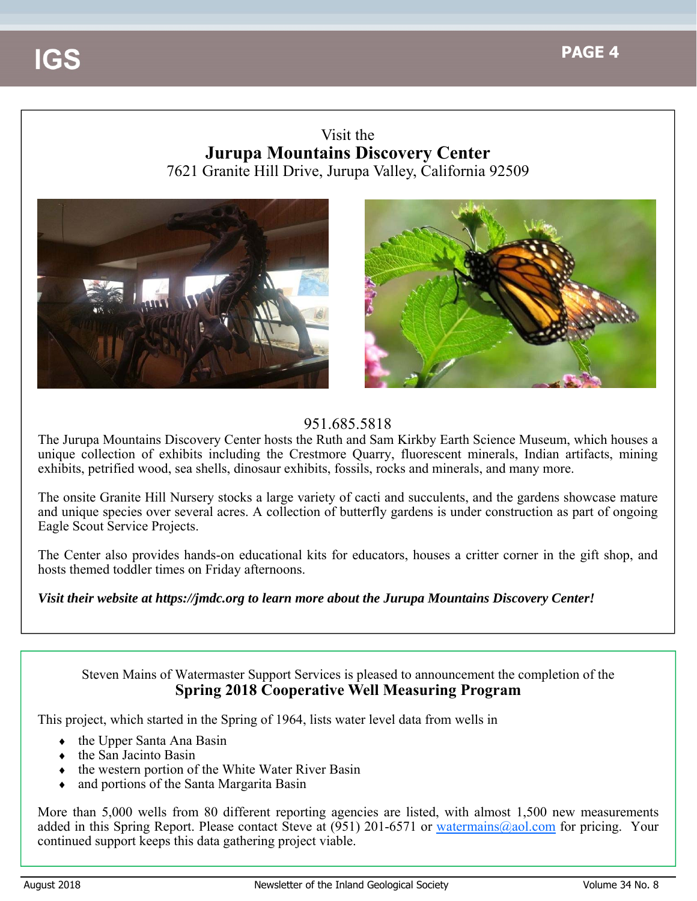Visit the

## Jurupa Mountains Discovery Center

7621 Granite Hill Drive, Jurupa Valley, California 92509

951.685.5818

The Jurupa Mountains Discovery Center hosts the Ruth and Sam Kirkby Earth Science Museum, which houses a unique collection of exhibits including the Crestmore Quarry, fluorescent minerals, Indian artifacts, mining exhibits, petrified wood, sea shells, dinosaur exhibits, fossils, rocks and minerals, and many more.

The onsite Granite Hill Nursery stocks a large variety of cacti and succulents, and the gardens showcase mature and unique species over several acres. A collection of butterfly gardens is under construction as part of ongoing Eagle Scout Service Projects.

The Center also provides hands-on educational kits for educators, houses a critter corner in the gift shop, and hosts themed toddler times on Friday afternoons.

***Visit their website at https://jmdc.org to learn more about the Jurupa Mountains Discovery Center!***

---

Steven Mains of Watermaster Support Services is pleased to announcement the completion of the

## Spring 2018 Cooperative Well Measuring Program

This project, which started in the Spring of 1964, lists water level data from wells in

- the Upper Santa Ana Basin
- the San Jacinto Basin
- the western portion of the White Water River Basin
- and portions of the Santa Margarita Basin

More than 5,000 wells from 80 different reporting agencies are listed, with almost 1,500 new measurements added in this Spring Report. Please contact Steve at (951) 201-6571 or watermains@aol.com for pricing. Your continued support keeps this data gathering project viable.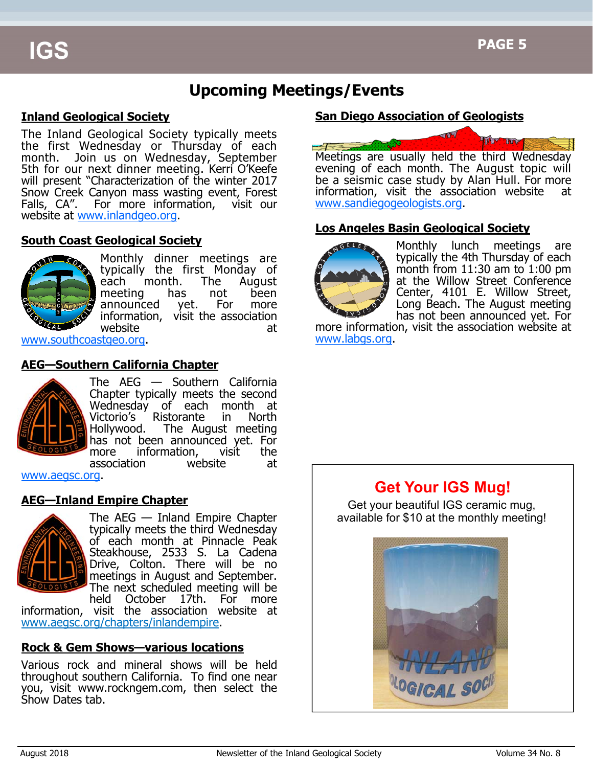# Upcoming Meetings/Events

## Inland Geological Society

The Inland Geological Society typically meets the first Wednesday or Thursday of each month. Join us on Wednesday, September 5th for our next dinner meeting. Kerri O'Keefe will present "Characterization of the winter 2017 Snow Creek Canyon mass wasting event, Forest Falls, CA". For more information, visit our website at www.inlandgeo.org.

## South Coast Geological Society

Monthly dinner meetings are typically the first Monday of each month. The August meeting has not been announced yet. For more information, visit the association website at www.southcoastgeo.org.

## AEG—Southern California Chapter

The AEG — Southern California Chapter typically meets the second Wednesday of each month at Victorio's Ristorante in North Hollywood. The August meeting has not been announced yet. For more information, visit the association website at www.aegsc.org.

## AEG—Inland Empire Chapter

The AEG — Inland Empire Chapter typically meets the third Wednesday of each month at Pinnacle Peak Steakhouse, 2533 S. La Cadena Drive, Colton. There will be no meetings in August and September. The next scheduled meeting will be held October 17th. For more information, visit the association website at www.aegsc.org/chapters/inlandempire.

## Rock & Gem Shows—various locations

Various rock and mineral shows will be held throughout southern California. To find one near you, visit www.rockngem.com, then select the Show Dates tab.

## San Diego Association of Geologists

Meetings are usually held the third Wednesday evening of each month. The August topic will be a seismic case study by Alan Hull. For more information, visit the association website at www.sandiegogeologists.org.

## Los Angeles Basin Geological Society

Monthly lunch meetings are typically the 4th Thursday of each month from 11:30 am to 1:00 pm at the Willow Street Conference Center, 4101 E. Willow Street, Long Beach. The August meeting has not been announced yet. For more information, visit the association website at www.labgs.org.

## Get Your IGS Mug!

Get your beautiful IGS ceramic mug, available for $10 at the monthly meeting!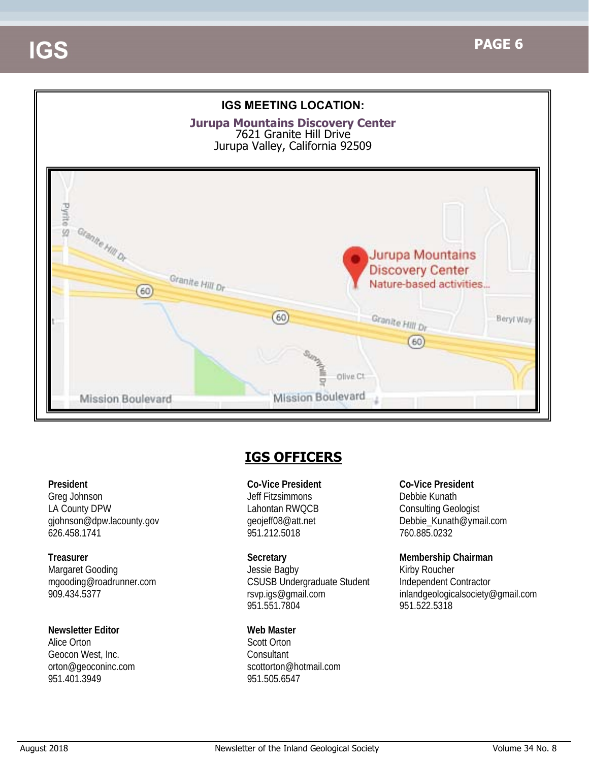## IGS MEETING LOCATION:

**Jurupa Mountains Discovery Center**
7621 Granite Hill Drive
Jurupa Valley, California 92509

## IGS OFFICERS

**President**
Greg Johnson
LA County DPW
gjohnson@dpw.lacounty.gov
626.458.1741

**Co-Vice President**
Jeff Fitzsimmons
Lahontan RWQCB
geojeff08@att.net
951.212.5018

**Co-Vice President**
Debbie Kunath
Consulting Geologist
Debbie_Kunath@ymail.com
760.885.0232

**Treasurer**
Margaret Gooding
mgooding@roadrunner.com
909.434.5377

**Secretary**
Jessie Bagby
CSUSB Undergraduate Student
rsvp.igs@gmail.com
951.551.7804

**Membership Chairman**
Kirby Roucher
Independent Contractor
inlandgeologicalsociety@gmail.com
951.522.5318

**Newsletter Editor**
Alice Orton
Geocon West, Inc.
orton@geoconinc.com
951.401.3949

**Web Master**
Scott Orton
Consultant
scottorton@hotmail.com
951.505.6547